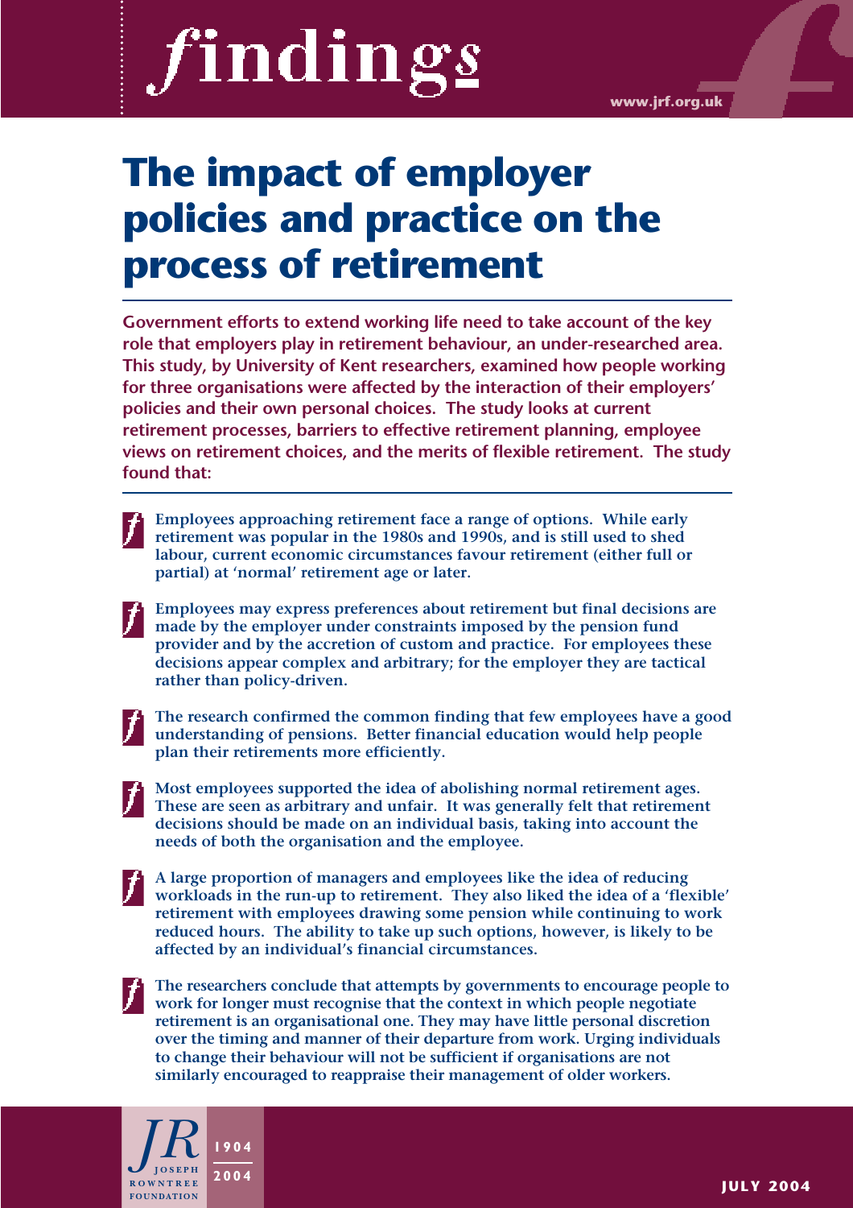# The impact of employer policies and practice on the process of retirement

**Government efforts to extend working life need to take account of the key role that employers play in retirement behaviour, an under-researched area. This study, by University of Kent researchers, examined how people working for three organisations were affected by the interaction of their employers' policies and their own personal choices. The study looks at current retirement processes, barriers to effective retirement planning, employee views on retirement choices, and the merits of flexible retirement. The study found that:**

- **Employees approaching retirement face a range of options. While early retirement was popular in the 1980s and 1990s, and is still used to shed labour, current economic circumstances favour retirement (either full or partial) at 'normal' retirement age or later.**

- **Employees may express preferences about retirement but final decisions are made by the employer under constraints imposed by the pension fund provider and by the accretion of custom and practice. For employees these decisions appear complex and arbitrary; for the employer they are tactical rather than policy-driven.**

- **The research confirmed the common finding that few employees have a good understanding of pensions. Better financial education would help people plan their retirements more efficiently.**

- **Most employees supported the idea of abolishing normal retirement ages. These are seen as arbitrary and unfair. It was generally felt that retirement decisions should be made on an individual basis, taking into account the needs of both the organisation and the employee.**

- **A large proportion of managers and employees like the idea of reducing workloads in the run-up to retirement. They also liked the idea of a 'flexible' retirement with employees drawing some pension while continuing to work reduced hours. The ability to take up such options, however, is likely to be affected by an individual's financial circumstances.**

- **The researchers conclude that attempts by governments to encourage people to work for longer must recognise that the context in which people negotiate retirement is an organisational one. They may have little personal discretion over the timing and manner of their departure from work. Urging individuals to change their behaviour will not be sufficient if organisations are not similarly encouraged to reappraise their management of older workers.**

JULY 2004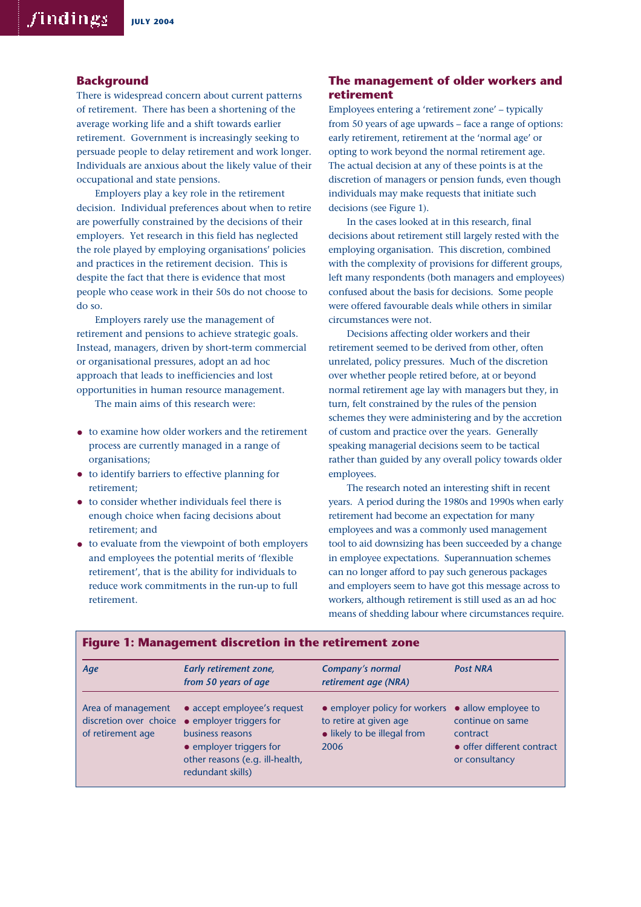## Background

There is widespread concern about current patterns of retirement. There has been a shortening of the average working life and a shift towards earlier retirement. Government is increasingly seeking to persuade people to delay retirement and work longer. Individuals are anxious about the likely value of their occupational and state pensions.

Employers play a key role in the retirement decision. Individual preferences about when to retire are powerfully constrained by the decisions of their employers. Yet research in this field has neglected the role played by employing organisations' policies and practices in the retirement decision. This is despite the fact that there is evidence that most people who cease work in their 50s do not choose to do so.

Employers rarely use the management of retirement and pensions to achieve strategic goals. Instead, managers, driven by short-term commercial or organisational pressures, adopt an ad hoc approach that leads to inefficiencies and lost opportunities in human resource management.

The main aims of this research were:

- to examine how older workers and the retirement process are currently managed in a range of organisations;
- to identify barriers to effective planning for retirement;
- to consider whether individuals feel there is enough choice when facing decisions about retirement; and
- to evaluate from the viewpoint of both employers and employees the potential merits of 'flexible retirement', that is the ability for individuals to reduce work commitments in the run-up to full retirement.

## The management of older workers and retirement

Employees entering a 'retirement zone' – typically from 50 years of age upwards – face a range of options: early retirement, retirement at the 'normal age' or opting to work beyond the normal retirement age. The actual decision at any of these points is at the discretion of managers or pension funds, even though individuals may make requests that initiate such decisions (see Figure 1).

In the cases looked at in this research, final decisions about retirement still largely rested with the employing organisation. This discretion, combined with the complexity of provisions for different groups, left many respondents (both managers and employees) confused about the basis for decisions. Some people were offered favourable deals while others in similar circumstances were not.

Decisions affecting older workers and their retirement seemed to be derived from other, often unrelated, policy pressures. Much of the discretion over whether people retired before, at or beyond normal retirement age lay with managers but they, in turn, felt constrained by the rules of the pension schemes they were administering and by the accretion of custom and practice over the years. Generally speaking managerial decisions seem to be tactical rather than guided by any overall policy towards older employees.

The research noted an interesting shift in recent years. A period during the 1980s and 1990s when early retirement had become an expectation for many employees and was a commonly used management tool to aid downsizing has been succeeded by a change in employee expectations. Superannuation schemes can no longer afford to pay such generous packages and employers seem to have got this message across to workers, although retirement is still used as an ad hoc means of shedding labour where circumstances require.

**Figure 1: Management discretion in the retirement zone**

| *Age* | *Early retirement zone, from 50 years of age* | *Company's normal retirement age (NRA)* | *Post NRA* |
|---|---|---|---|
| Area of management discretion over choice of retirement age | • accept employee's request<br>• employer triggers for business reasons<br>• employer triggers for other reasons (e.g. ill-health, redundant skills) | • employer policy for workers to retire at given age<br>• likely to be illegal from 2006 | • allow employee to continue on same contract<br>• offer different contract or consultancy |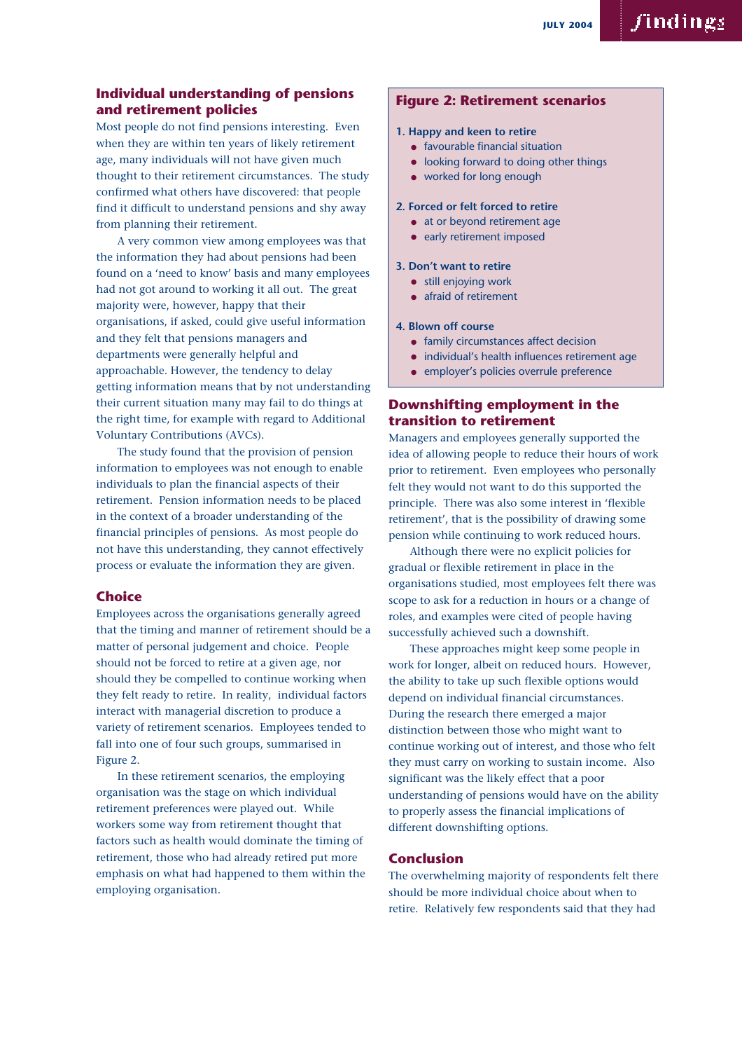## Individual understanding of pensions and retirement policies

Most people do not find pensions interesting. Even when they are within ten years of likely retirement age, many individuals will not have given much thought to their retirement circumstances. The study confirmed what others have discovered: that people find it difficult to understand pensions and shy away from planning their retirement.

A very common view among employees was that the information they had about pensions had been found on a 'need to know' basis and many employees had not got around to working it all out. The great majority were, however, happy that their organisations, if asked, could give useful information and they felt that pensions managers and departments were generally helpful and approachable. However, the tendency to delay getting information means that by not understanding their current situation many may fail to do things at the right time, for example with regard to Additional Voluntary Contributions (AVCs).

The study found that the provision of pension information to employees was not enough to enable individuals to plan the financial aspects of their retirement. Pension information needs to be placed in the context of a broader understanding of the financial principles of pensions. As most people do not have this understanding, they cannot effectively process or evaluate the information they are given.

## Choice

Employees across the organisations generally agreed that the timing and manner of retirement should be a matter of personal judgement and choice. People should not be forced to retire at a given age, nor should they be compelled to continue working when they felt ready to retire. In reality, individual factors interact with managerial discretion to produce a variety of retirement scenarios. Employees tended to fall into one of four such groups, summarised in Figure 2.

In these retirement scenarios, the employing organisation was the stage on which individual retirement preferences were played out. While workers some way from retirement thought that factors such as health would dominate the timing of retirement, those who had already retired put more emphasis on what had happened to them within the employing organisation.

### Figure 2: Retirement scenarios

**1. Happy and keen to retire**
- favourable financial situation
- looking forward to doing other things
- worked for long enough

**2. Forced or felt forced to retire**
- at or beyond retirement age
- early retirement imposed

**3. Don't want to retire**
- still enjoying work
- afraid of retirement

**4. Blown off course**
- family circumstances affect decision
- individual's health influences retirement age
- employer's policies overrule preference

## Downshifting employment in the transition to retirement

Managers and employees generally supported the idea of allowing people to reduce their hours of work prior to retirement. Even employees who personally felt they would not want to do this supported the principle. There was also some interest in 'flexible retirement', that is the possibility of drawing some pension while continuing to work reduced hours.

Although there were no explicit policies for gradual or flexible retirement in place in the organisations studied, most employees felt there was scope to ask for a reduction in hours or a change of roles, and examples were cited of people having successfully achieved such a downshift.

These approaches might keep some people in work for longer, albeit on reduced hours. However, the ability to take up such flexible options would depend on individual financial circumstances. During the research there emerged a major distinction between those who might want to continue working out of interest, and those who felt they must carry on working to sustain income. Also significant was the likely effect that a poor understanding of pensions would have on the ability to properly assess the financial implications of different downshifting options.

## Conclusion

The overwhelming majority of respondents felt there should be more individual choice about when to retire. Relatively few respondents said that they had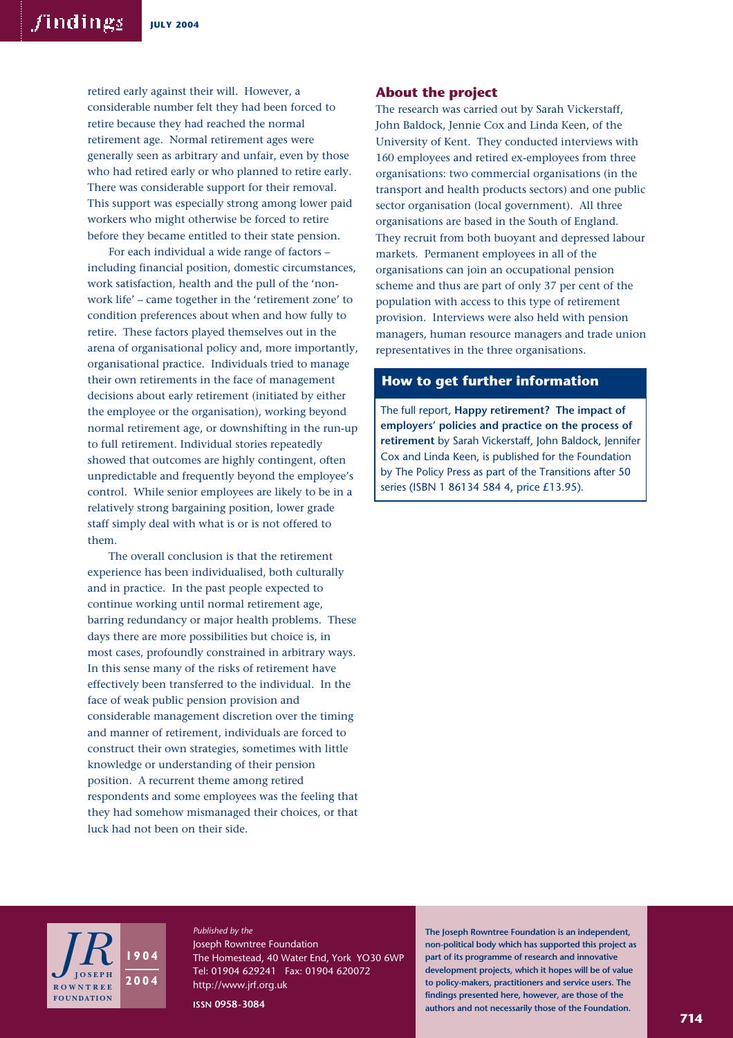retired early against their will. However, a considerable number felt they had been forced to retire because they had reached the normal retirement age. Normal retirement ages were generally seen as arbitrary and unfair, even by those who had retired early or who planned to retire early. There was considerable support for their removal. This support was especially strong among lower paid workers who might otherwise be forced to retire before they became entitled to their state pension.

For each individual a wide range of factors – including financial position, domestic circumstances, work satisfaction, health and the pull of the 'non-work life' – came together in the 'retirement zone' to condition preferences about when and how fully to retire. These factors played themselves out in the arena of organisational policy and, more importantly, organisational practice. Individuals tried to manage their own retirements in the face of management decisions about early retirement (initiated by either the employee or the organisation), working beyond normal retirement age, or downshifting in the run-up to full retirement. Individual stories repeatedly showed that outcomes are highly contingent, often unpredictable and frequently beyond the employee's control. While senior employees are likely to be in a relatively strong bargaining position, lower grade staff simply deal with what is or is not offered to them.

The overall conclusion is that the retirement experience has been individualised, both culturally and in practice. In the past people expected to continue working until normal retirement age, barring redundancy or major health problems. These days there are more possibilities but choice is, in most cases, profoundly constrained in arbitrary ways. In this sense many of the risks of retirement have effectively been transferred to the individual. In the face of weak public pension provision and considerable management discretion over the timing and manner of retirement, individuals are forced to construct their own strategies, sometimes with little knowledge or understanding of their pension position. A recurrent theme among retired respondents and some employees was the feeling that they had somehow mismanaged their choices, or that luck had not been on their side.

## About the project

The research was carried out by Sarah Vickerstaff, John Baldock, Jennie Cox and Linda Keen, of the University of Kent. They conducted interviews with 160 employees and retired ex-employees from three organisations: two commercial organisations (in the transport and health products sectors) and one public sector organisation (local government). All three organisations are based in the South of England. They recruit from both buoyant and depressed labour markets. Permanent employees in all of the organisations can join an occupational pension scheme and thus are part of only 37 per cent of the population with access to this type of retirement provision. Interviews were also held with pension managers, human resource managers and trade union representatives in the three organisations.

## How to get further information

The full report, **Happy retirement? The impact of employers' policies and practice on the process of retirement** by Sarah Vickerstaff, John Baldock, Jennifer Cox and Linda Keen, is published for the Foundation by The Policy Press as part of the Transitions after 50 series (ISBN 1 86134 584 4, price £13.95).

*Published by the*
Joseph Rowntree Foundation
The Homestead, 40 Water End, York YO30 6WP
Tel: 01904 629241 Fax: 01904 620072
http://www.jrf.org.uk

ISSN 0958-3084

**The Joseph Rowntree Foundation is an independent, non-political body which has supported this project as part of its programme of research and innovative development projects, which it hopes will be of value to policy-makers, practitioners and service users. The findings presented here, however, are those of the authors and not necessarily those of the Foundation.**

714